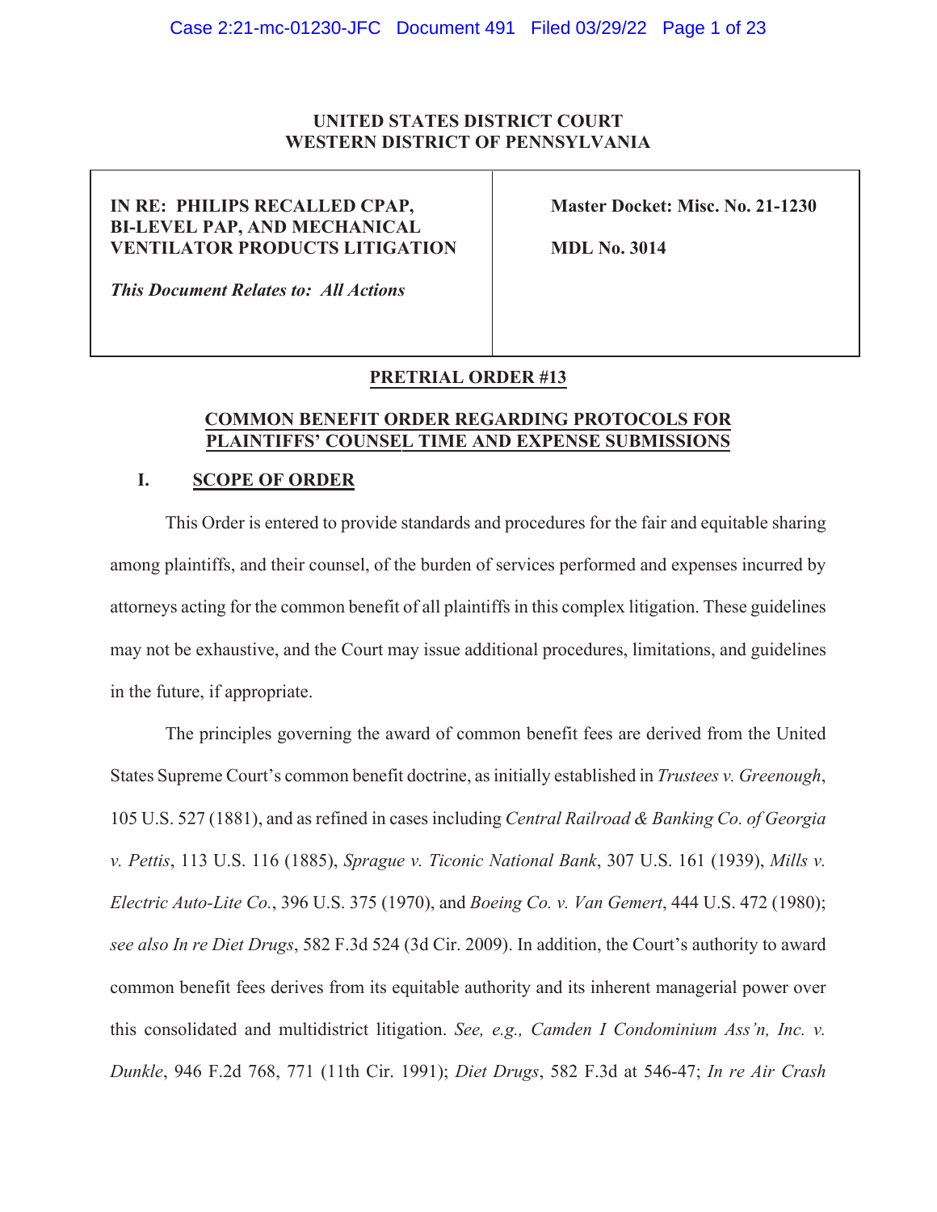**UNITED STATES DISTRICT COURT**
**WESTERN DISTRICT OF PENNSYLVANIA**

| | |
|---|---|
| **IN RE: PHILIPS RECALLED CPAP, BI-LEVEL PAP, AND MECHANICAL VENTILATOR PRODUCTS LITIGATION**<br><br>***This Document Relates to: All Actions*** | **Master Docket: Misc. No. 21-1230**<br><br>**MDL No. 3014** |

**PRETRIAL ORDER #13**

**COMMON BENEFIT ORDER REGARDING PROTOCOLS FOR PLAINTIFFS' COUNSEL TIME AND EXPENSE SUBMISSIONS**

## I. SCOPE OF ORDER

This Order is entered to provide standards and procedures for the fair and equitable sharing among plaintiffs, and their counsel, of the burden of services performed and expenses incurred by attorneys acting for the common benefit of all plaintiffs in this complex litigation. These guidelines may not be exhaustive, and the Court may issue additional procedures, limitations, and guidelines in the future, if appropriate.

The principles governing the award of common benefit fees are derived from the United States Supreme Court's common benefit doctrine, as initially established in *Trustees v. Greenough*, 105 U.S. 527 (1881), and as refined in cases including *Central Railroad & Banking Co. of Georgia v. Pettis*, 113 U.S. 116 (1885), *Sprague v. Ticonic National Bank*, 307 U.S. 161 (1939), *Mills v. Electric Auto-Lite Co.*, 396 U.S. 375 (1970), and *Boeing Co. v. Van Gemert*, 444 U.S. 472 (1980); *see also In re Diet Drugs*, 582 F.3d 524 (3d Cir. 2009). In addition, the Court's authority to award common benefit fees derives from its equitable authority and its inherent managerial power over this consolidated and multidistrict litigation. *See, e.g., Camden I Condominium Ass'n, Inc. v. Dunkle*, 946 F.2d 768, 771 (11th Cir. 1991); *Diet Drugs*, 582 F.3d at 546-47; *In re Air Crash*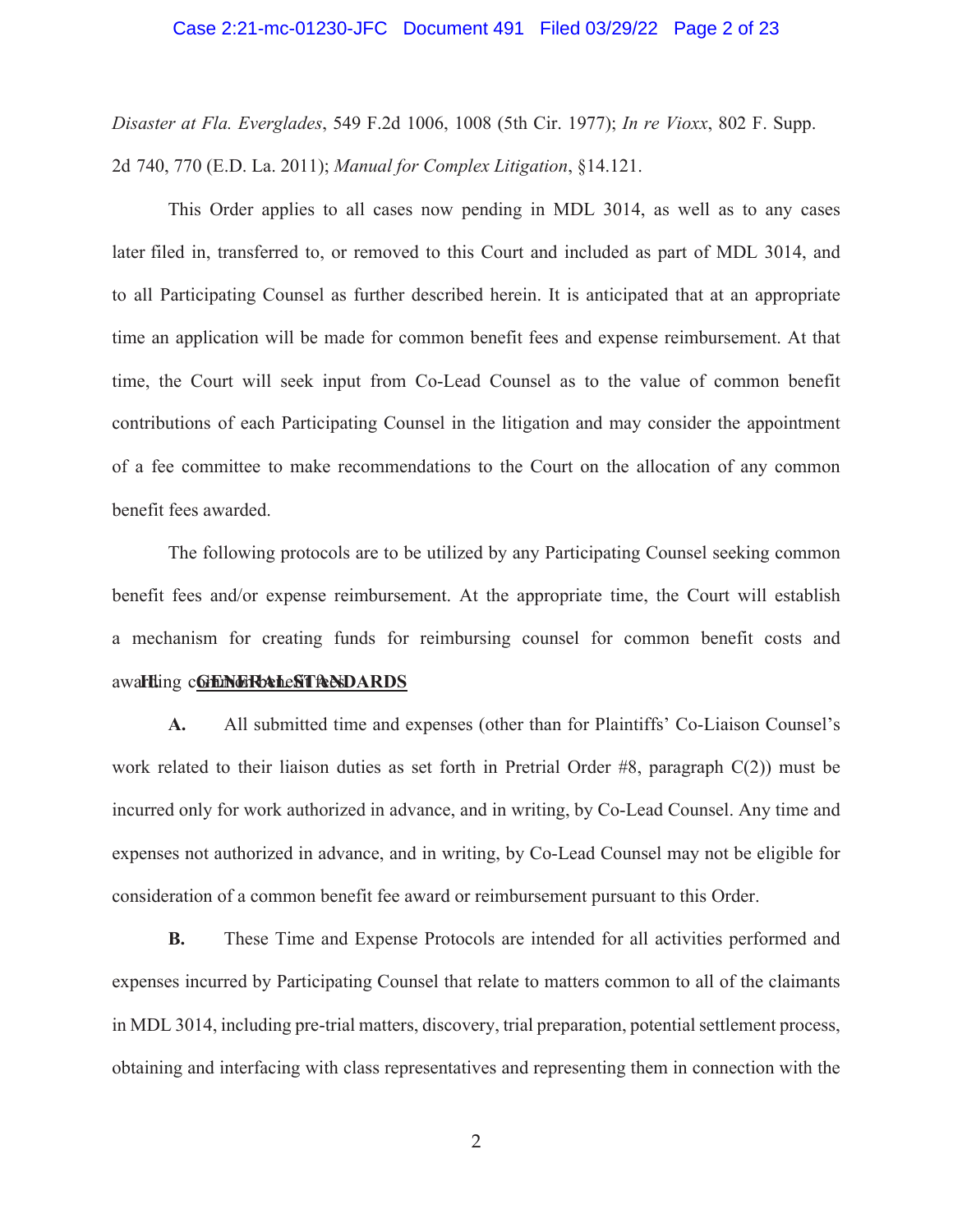*Disaster at Fla. Everglades*, 549 F.2d 1006, 1008 (5th Cir. 1977); *In re Vioxx*, 802 F. Supp. 2d 740, 770 (E.D. La. 2011); *Manual for Complex Litigation*, §14.121.

This Order applies to all cases now pending in MDL 3014, as well as to any cases later filed in, transferred to, or removed to this Court and included as part of MDL 3014, and to all Participating Counsel as further described herein. It is anticipated that at an appropriate time an application will be made for common benefit fees and expense reimbursement. At that time, the Court will seek input from Co-Lead Counsel as to the value of common benefit contributions of each Participating Counsel in the litigation and may consider the appointment of a fee committee to make recommendations to the Court on the allocation of any common benefit fees awarded.

The following protocols are to be utilized by any Participating Counsel seeking common benefit fees and/or expense reimbursement. At the appropriate time, the Court will establish a mechanism for creating funds for reimbursing counsel for common benefit costs and awarding common benefit fees.

## II. GENERAL STANDARDS

**A.** All submitted time and expenses (other than for Plaintiffs' Co-Liaison Counsel's work related to their liaison duties as set forth in Pretrial Order #8, paragraph C(2)) must be incurred only for work authorized in advance, and in writing, by Co-Lead Counsel. Any time and expenses not authorized in advance, and in writing, by Co-Lead Counsel may not be eligible for consideration of a common benefit fee award or reimbursement pursuant to this Order.

**B.** These Time and Expense Protocols are intended for all activities performed and expenses incurred by Participating Counsel that relate to matters common to all of the claimants in MDL 3014, including pre-trial matters, discovery, trial preparation, potential settlement process, obtaining and interfacing with class representatives and representing them in connection with the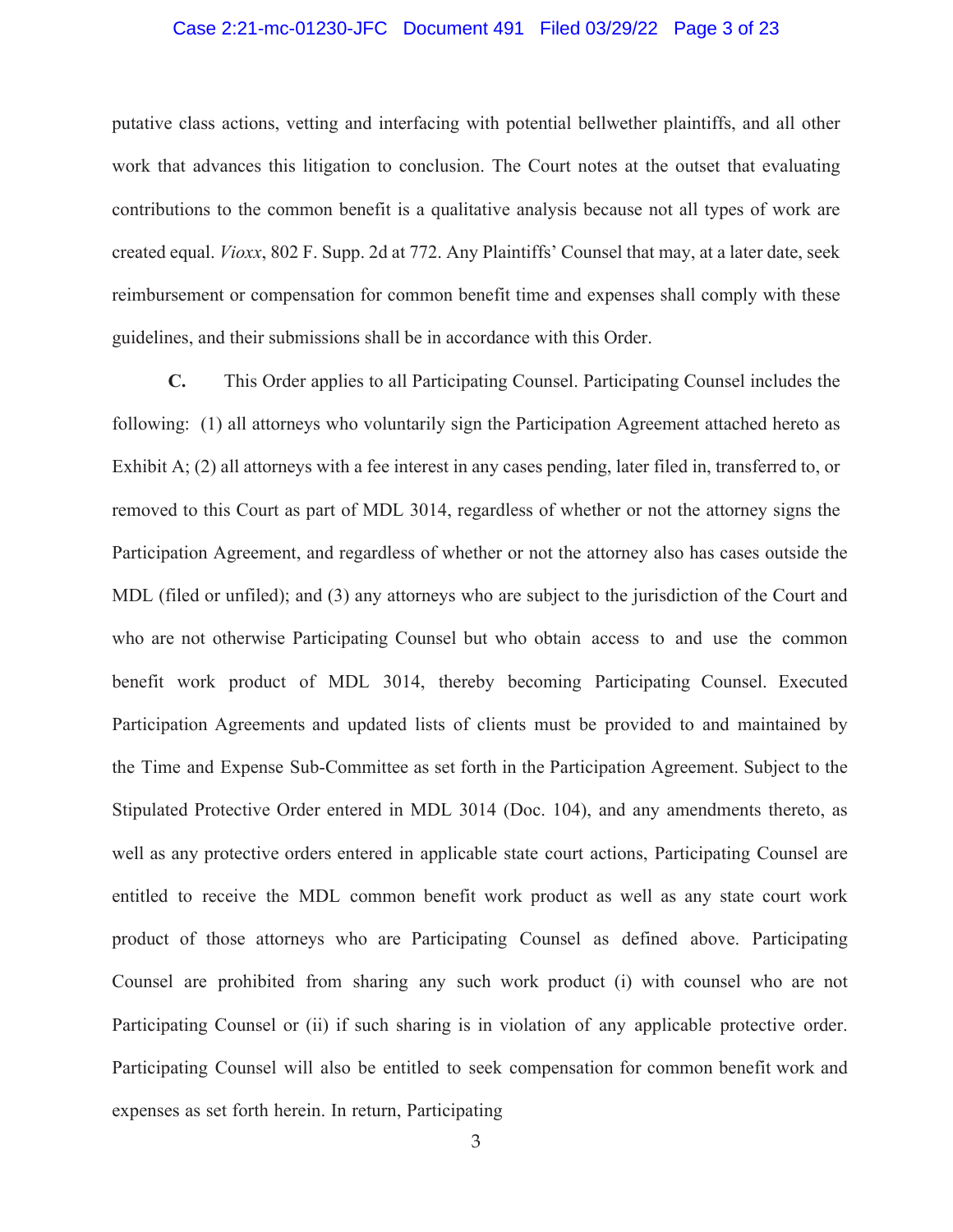putative class actions, vetting and interfacing with potential bellwether plaintiffs, and all other work that advances this litigation to conclusion. The Court notes at the outset that evaluating contributions to the common benefit is a qualitative analysis because not all types of work are created equal. *Vioxx*, 802 F. Supp. 2d at 772. Any Plaintiffs' Counsel that may, at a later date, seek reimbursement or compensation for common benefit time and expenses shall comply with these guidelines, and their submissions shall be in accordance with this Order.

**C.** This Order applies to all Participating Counsel. Participating Counsel includes the following: (1) all attorneys who voluntarily sign the Participation Agreement attached hereto as Exhibit A; (2) all attorneys with a fee interest in any cases pending, later filed in, transferred to, or removed to this Court as part of MDL 3014, regardless of whether or not the attorney signs the Participation Agreement, and regardless of whether or not the attorney also has cases outside the MDL (filed or unfiled); and (3) any attorneys who are subject to the jurisdiction of the Court and who are not otherwise Participating Counsel but who obtain access to and use the common benefit work product of MDL 3014, thereby becoming Participating Counsel. Executed Participation Agreements and updated lists of clients must be provided to and maintained by the Time and Expense Sub-Committee as set forth in the Participation Agreement. Subject to the Stipulated Protective Order entered in MDL 3014 (Doc. 104), and any amendments thereto, as well as any protective orders entered in applicable state court actions, Participating Counsel are entitled to receive the MDL common benefit work product as well as any state court work product of those attorneys who are Participating Counsel as defined above. Participating Counsel are prohibited from sharing any such work product (i) with counsel who are not Participating Counsel or (ii) if such sharing is in violation of any applicable protective order. Participating Counsel will also be entitled to seek compensation for common benefit work and expenses as set forth herein. In return, Participating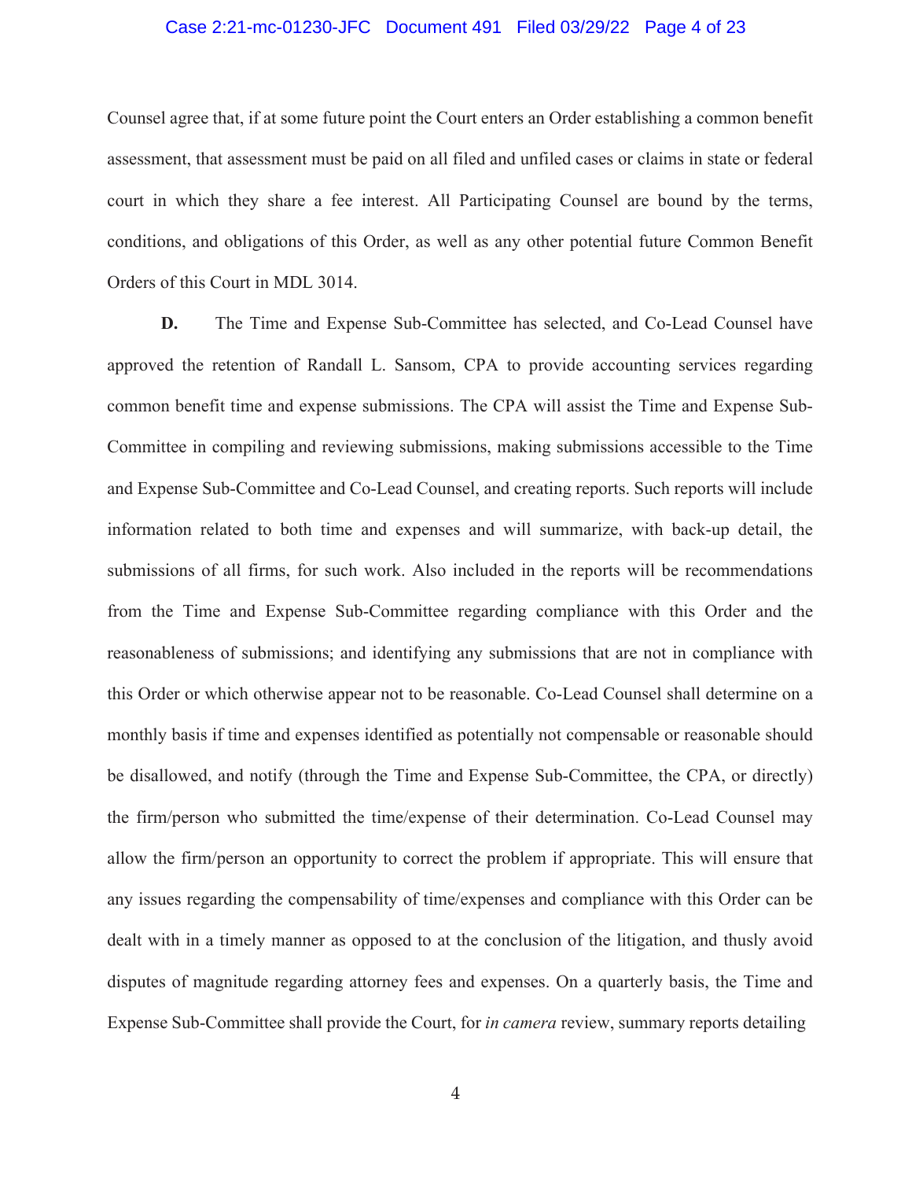Counsel agree that, if at some future point the Court enters an Order establishing a common benefit assessment, that assessment must be paid on all filed and unfiled cases or claims in state or federal court in which they share a fee interest. All Participating Counsel are bound by the terms, conditions, and obligations of this Order, as well as any other potential future Common Benefit Orders of this Court in MDL 3014.

**D.** The Time and Expense Sub-Committee has selected, and Co-Lead Counsel have approved the retention of Randall L. Sansom, CPA to provide accounting services regarding common benefit time and expense submissions. The CPA will assist the Time and Expense Sub-Committee in compiling and reviewing submissions, making submissions accessible to the Time and Expense Sub-Committee and Co-Lead Counsel, and creating reports. Such reports will include information related to both time and expenses and will summarize, with back-up detail, the submissions of all firms, for such work. Also included in the reports will be recommendations from the Time and Expense Sub-Committee regarding compliance with this Order and the reasonableness of submissions; and identifying any submissions that are not in compliance with this Order or which otherwise appear not to be reasonable. Co-Lead Counsel shall determine on a monthly basis if time and expenses identified as potentially not compensable or reasonable should be disallowed, and notify (through the Time and Expense Sub-Committee, the CPA, or directly) the firm/person who submitted the time/expense of their determination. Co-Lead Counsel may allow the firm/person an opportunity to correct the problem if appropriate. This will ensure that any issues regarding the compensability of time/expenses and compliance with this Order can be dealt with in a timely manner as opposed to at the conclusion of the litigation, and thusly avoid disputes of magnitude regarding attorney fees and expenses. On a quarterly basis, the Time and Expense Sub-Committee shall provide the Court, for *in camera* review, summary reports detailing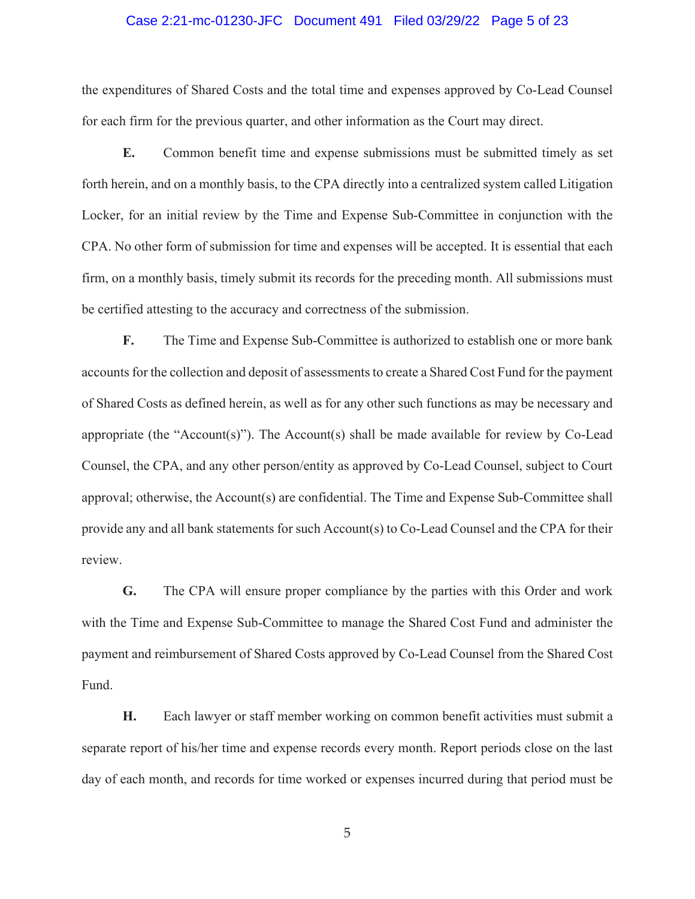the expenditures of Shared Costs and the total time and expenses approved by Co-Lead Counsel for each firm for the previous quarter, and other information as the Court may direct.

**E.** Common benefit time and expense submissions must be submitted timely as set forth herein, and on a monthly basis, to the CPA directly into a centralized system called Litigation Locker, for an initial review by the Time and Expense Sub-Committee in conjunction with the CPA. No other form of submission for time and expenses will be accepted. It is essential that each firm, on a monthly basis, timely submit its records for the preceding month. All submissions must be certified attesting to the accuracy and correctness of the submission.

**F.** The Time and Expense Sub-Committee is authorized to establish one or more bank accounts for the collection and deposit of assessments to create a Shared Cost Fund for the payment of Shared Costs as defined herein, as well as for any other such functions as may be necessary and appropriate (the "Account(s)"). The Account(s) shall be made available for review by Co-Lead Counsel, the CPA, and any other person/entity as approved by Co-Lead Counsel, subject to Court approval; otherwise, the Account(s) are confidential. The Time and Expense Sub-Committee shall provide any and all bank statements for such Account(s) to Co-Lead Counsel and the CPA for their review.

**G.** The CPA will ensure proper compliance by the parties with this Order and work with the Time and Expense Sub-Committee to manage the Shared Cost Fund and administer the payment and reimbursement of Shared Costs approved by Co-Lead Counsel from the Shared Cost Fund.

**H.** Each lawyer or staff member working on common benefit activities must submit a separate report of his/her time and expense records every month. Report periods close on the last day of each month, and records for time worked or expenses incurred during that period must be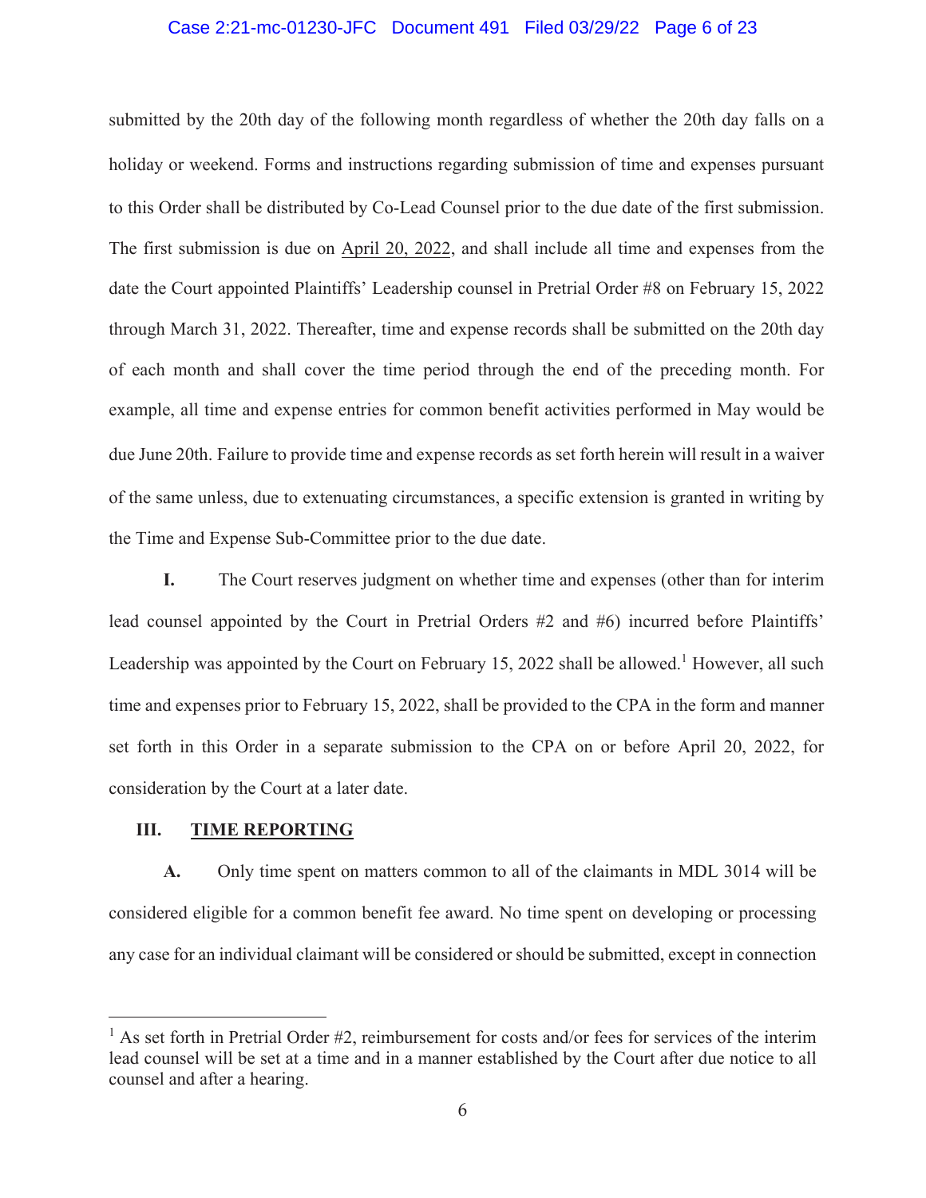submitted by the 20th day of the following month regardless of whether the 20th day falls on a holiday or weekend. Forms and instructions regarding submission of time and expenses pursuant to this Order shall be distributed by Co-Lead Counsel prior to the due date of the first submission. The first submission is due on April 20, 2022, and shall include all time and expenses from the date the Court appointed Plaintiffs' Leadership counsel in Pretrial Order #8 on February 15, 2022 through March 31, 2022. Thereafter, time and expense records shall be submitted on the 20th day of each month and shall cover the time period through the end of the preceding month. For example, all time and expense entries for common benefit activities performed in May would be due June 20th. Failure to provide time and expense records as set forth herein will result in a waiver of the same unless, due to extenuating circumstances, a specific extension is granted in writing by the Time and Expense Sub-Committee prior to the due date.

**I.** The Court reserves judgment on whether time and expenses (other than for interim lead counsel appointed by the Court in Pretrial Orders #2 and #6) incurred before Plaintiffs' Leadership was appointed by the Court on February 15, 2022 shall be allowed.[1] However, all such time and expenses prior to February 15, 2022, shall be provided to the CPA in the form and manner set forth in this Order in a separate submission to the CPA on or before April 20, 2022, for consideration by the Court at a later date.

## III. TIME REPORTING

**A.** Only time spent on matters common to all of the claimants in MDL 3014 will be considered eligible for a common benefit fee award. No time spent on developing or processing any case for an individual claimant will be considered or should be submitted, except in connection

---

[1] As set forth in Pretrial Order #2, reimbursement for costs and/or fees for services of the interim lead counsel will be set at a time and in a manner established by the Court after due notice to all counsel and after a hearing.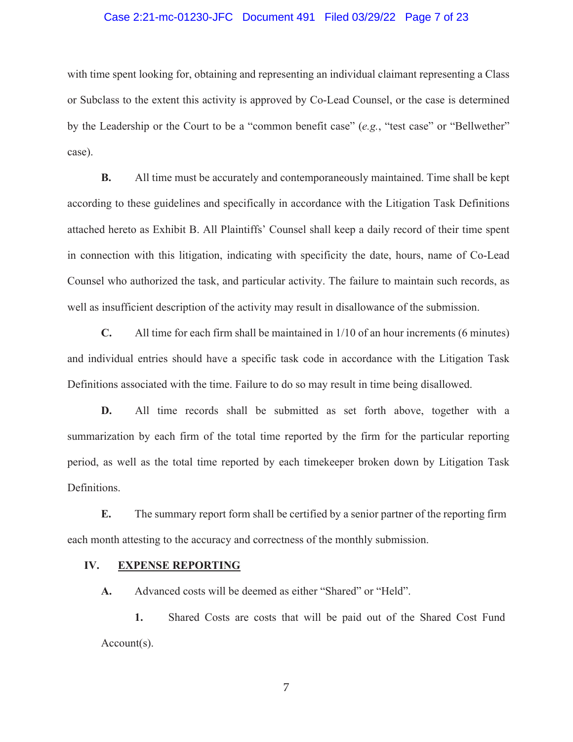with time spent looking for, obtaining and representing an individual claimant representing a Class or Subclass to the extent this activity is approved by Co-Lead Counsel, or the case is determined by the Leadership or the Court to be a "common benefit case" (*e.g.*, "test case" or "Bellwether" case).

**B.** All time must be accurately and contemporaneously maintained. Time shall be kept according to these guidelines and specifically in accordance with the Litigation Task Definitions attached hereto as Exhibit B. All Plaintiffs' Counsel shall keep a daily record of their time spent in connection with this litigation, indicating with specificity the date, hours, name of Co-Lead Counsel who authorized the task, and particular activity. The failure to maintain such records, as well as insufficient description of the activity may result in disallowance of the submission.

**C.** All time for each firm shall be maintained in 1/10 of an hour increments (6 minutes) and individual entries should have a specific task code in accordance with the Litigation Task Definitions associated with the time. Failure to do so may result in time being disallowed.

**D.** All time records shall be submitted as set forth above, together with a summarization by each firm of the total time reported by the firm for the particular reporting period, as well as the total time reported by each timekeeper broken down by Litigation Task Definitions.

**E.** The summary report form shall be certified by a senior partner of the reporting firm each month attesting to the accuracy and correctness of the monthly submission.

## IV. EXPENSE REPORTING

**A.** Advanced costs will be deemed as either "Shared" or "Held".

**1.** Shared Costs are costs that will be paid out of the Shared Cost Fund Account(s).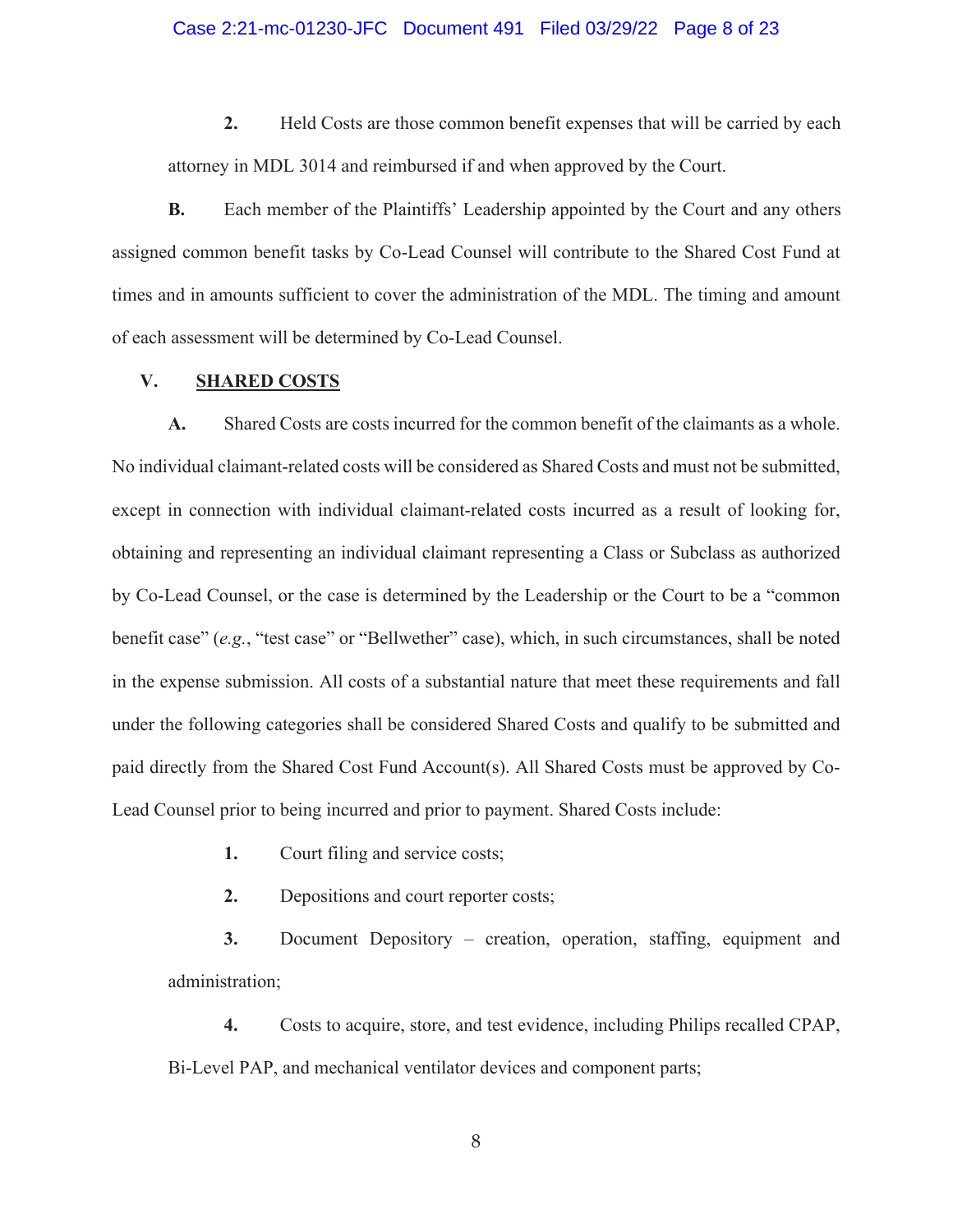**2.** Held Costs are those common benefit expenses that will be carried by each attorney in MDL 3014 and reimbursed if and when approved by the Court.

**B.** Each member of the Plaintiffs' Leadership appointed by the Court and any others assigned common benefit tasks by Co-Lead Counsel will contribute to the Shared Cost Fund at times and in amounts sufficient to cover the administration of the MDL. The timing and amount of each assessment will be determined by Co-Lead Counsel.

## V. <u>SHARED COSTS</u>

**A.** Shared Costs are costs incurred for the common benefit of the claimants as a whole. No individual claimant-related costs will be considered as Shared Costs and must not be submitted, except in connection with individual claimant-related costs incurred as a result of looking for, obtaining and representing an individual claimant representing a Class or Subclass as authorized by Co-Lead Counsel, or the case is determined by the Leadership or the Court to be a "common benefit case" (*e.g.*, "test case" or "Bellwether" case), which, in such circumstances, shall be noted in the expense submission. All costs of a substantial nature that meet these requirements and fall under the following categories shall be considered Shared Costs and qualify to be submitted and paid directly from the Shared Cost Fund Account(s). All Shared Costs must be approved by Co-Lead Counsel prior to being incurred and prior to payment. Shared Costs include:

**1.** Court filing and service costs;

**2.** Depositions and court reporter costs;

**3.** Document Depository – creation, operation, staffing, equipment and administration;

**4.** Costs to acquire, store, and test evidence, including Philips recalled CPAP, Bi-Level PAP, and mechanical ventilator devices and component parts;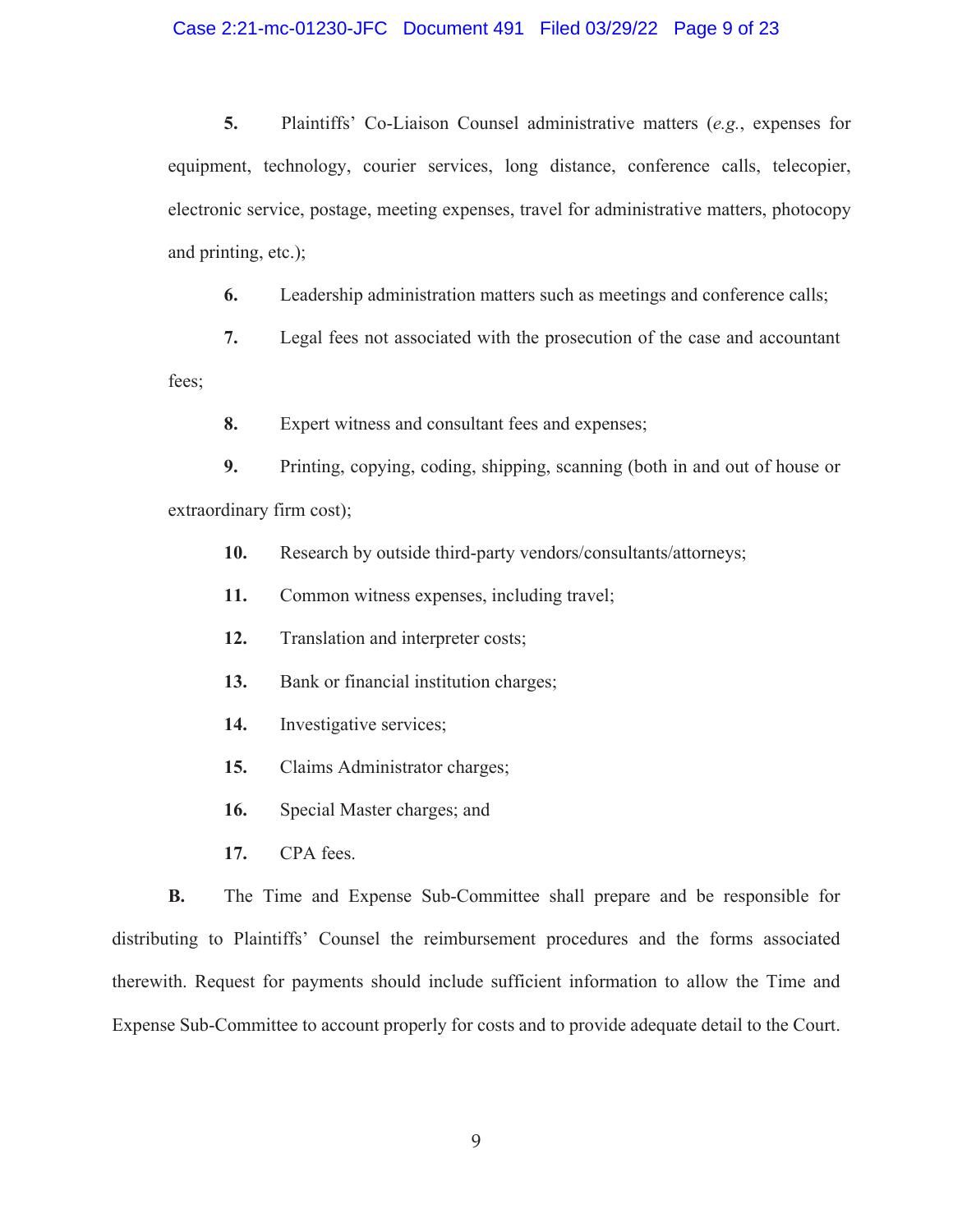**5.** Plaintiffs' Co-Liaison Counsel administrative matters (*e.g.*, expenses for equipment, technology, courier services, long distance, conference calls, telecopier, electronic service, postage, meeting expenses, travel for administrative matters, photocopy and printing, etc.);

**6.** Leadership administration matters such as meetings and conference calls;

**7.** Legal fees not associated with the prosecution of the case and accountant fees;

**8.** Expert witness and consultant fees and expenses;

**9.** Printing, copying, coding, shipping, scanning (both in and out of house or extraordinary firm cost);

**10.** Research by outside third-party vendors/consultants/attorneys;

**11.** Common witness expenses, including travel;

**12.** Translation and interpreter costs;

**13.** Bank or financial institution charges;

**14.** Investigative services;

**15.** Claims Administrator charges;

**16.** Special Master charges; and

**17.** CPA fees.

**B.** The Time and Expense Sub-Committee shall prepare and be responsible for distributing to Plaintiffs' Counsel the reimbursement procedures and the forms associated therewith. Request for payments should include sufficient information to allow the Time and Expense Sub-Committee to account properly for costs and to provide adequate detail to the Court.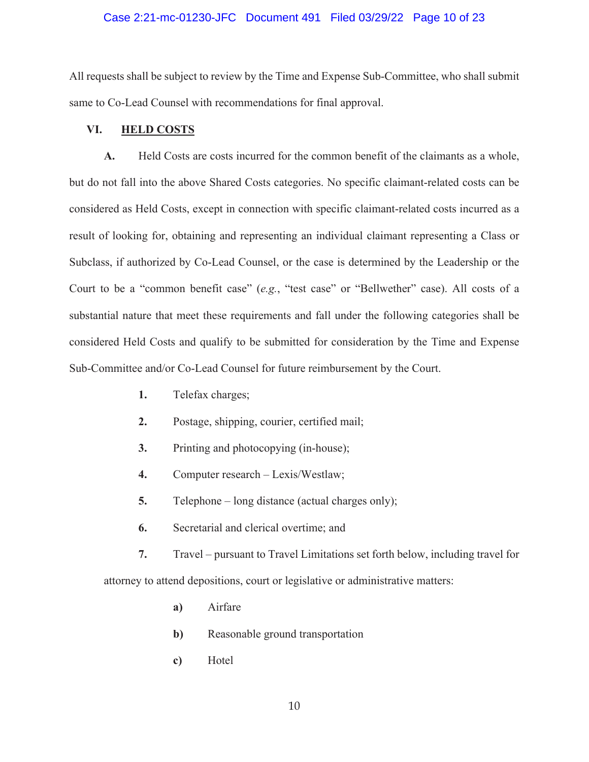All requests shall be subject to review by the Time and Expense Sub-Committee, who shall submit same to Co-Lead Counsel with recommendations for final approval.

## VI. HELD COSTS

**A.** Held Costs are costs incurred for the common benefit of the claimants as a whole, but do not fall into the above Shared Costs categories. No specific claimant-related costs can be considered as Held Costs, except in connection with specific claimant-related costs incurred as a result of looking for, obtaining and representing an individual claimant representing a Class or Subclass, if authorized by Co-Lead Counsel, or the case is determined by the Leadership or the Court to be a "common benefit case" (*e.g.*, "test case" or "Bellwether" case). All costs of a substantial nature that meet these requirements and fall under the following categories shall be considered Held Costs and qualify to be submitted for consideration by the Time and Expense Sub-Committee and/or Co-Lead Counsel for future reimbursement by the Court.

1. Telefax charges;
2. Postage, shipping, courier, certified mail;
3. Printing and photocopying (in-house);
4. Computer research – Lexis/Westlaw;
5. Telephone – long distance (actual charges only);
6. Secretarial and clerical overtime; and
7. Travel – pursuant to Travel Limitations set forth below, including travel for attorney to attend depositions, court or legislative or administrative matters:
    - **a)** Airfare
    - **b)** Reasonable ground transportation
    - **c)** Hotel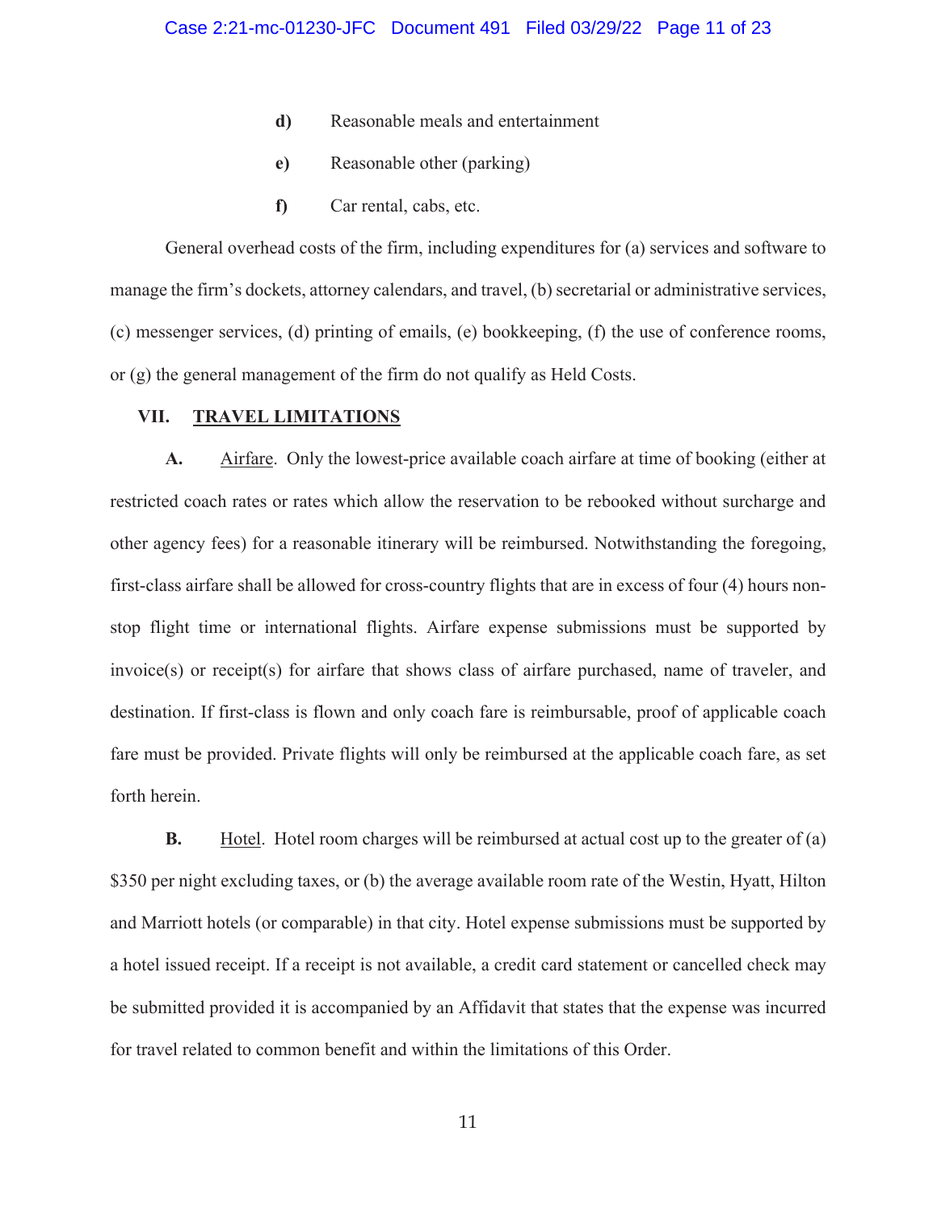- **d)** Reasonable meals and entertainment
- **e)** Reasonable other (parking)
- **f)** Car rental, cabs, etc.

General overhead costs of the firm, including expenditures for (a) services and software to manage the firm's dockets, attorney calendars, and travel, (b) secretarial or administrative services, (c) messenger services, (d) printing of emails, (e) bookkeeping, (f) the use of conference rooms, or (g) the general management of the firm do not qualify as Held Costs.

## VII. TRAVEL LIMITATIONS

**A.** Airfare. Only the lowest-price available coach airfare at time of booking (either at restricted coach rates or rates which allow the reservation to be rebooked without surcharge and other agency fees) for a reasonable itinerary will be reimbursed. Notwithstanding the foregoing, first-class airfare shall be allowed for cross-country flights that are in excess of four (4) hours non-stop flight time or international flights. Airfare expense submissions must be supported by invoice(s) or receipt(s) for airfare that shows class of airfare purchased, name of traveler, and destination. If first-class is flown and only coach fare is reimbursable, proof of applicable coach fare must be provided. Private flights will only be reimbursed at the applicable coach fare, as set forth herein.

**B.** Hotel. Hotel room charges will be reimbursed at actual cost up to the greater of (a) $350 per night excluding taxes, or (b) the average available room rate of the Westin, Hyatt, Hilton and Marriott hotels (or comparable) in that city. Hotel expense submissions must be supported by a hotel issued receipt. If a receipt is not available, a credit card statement or cancelled check may be submitted provided it is accompanied by an Affidavit that states that the expense was incurred for travel related to common benefit and within the limitations of this Order.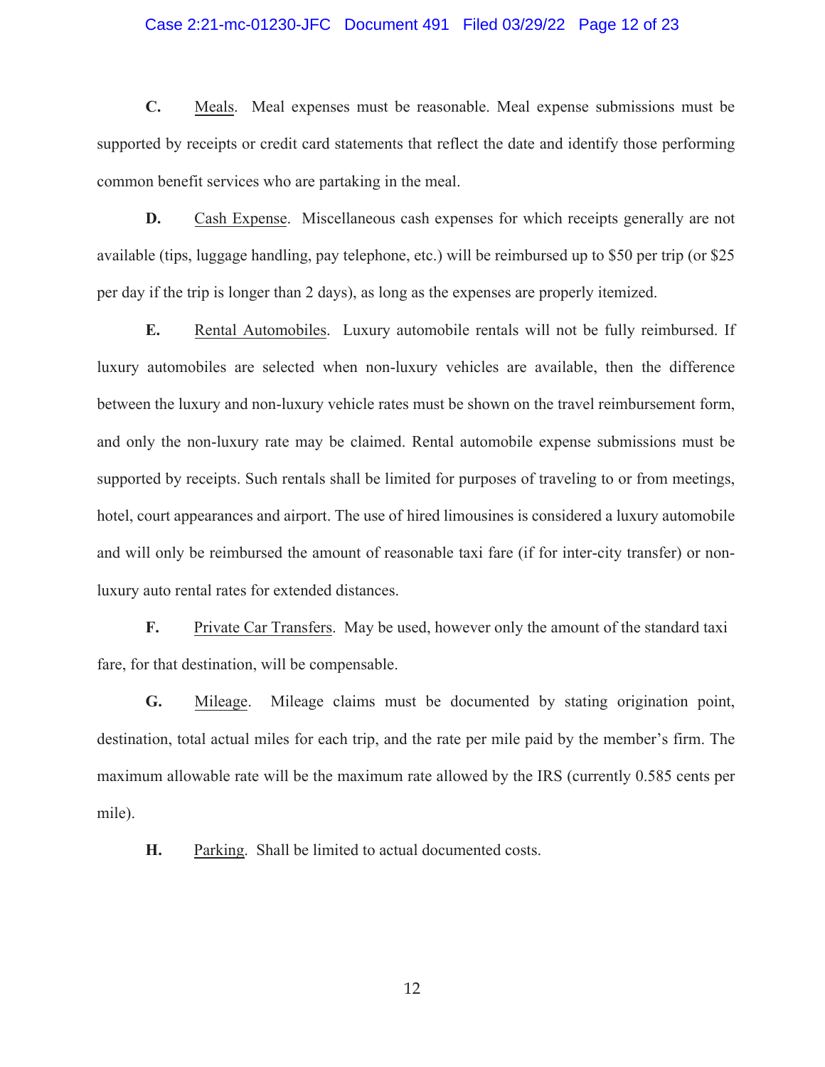**C.** Meals. Meal expenses must be reasonable. Meal expense submissions must be supported by receipts or credit card statements that reflect the date and identify those performing common benefit services who are partaking in the meal.

**D.** Cash Expense. Miscellaneous cash expenses for which receipts generally are not available (tips, luggage handling, pay telephone, etc.) will be reimbursed up to $50 per trip (or $25 per day if the trip is longer than 2 days), as long as the expenses are properly itemized.

**E.** Rental Automobiles. Luxury automobile rentals will not be fully reimbursed. If luxury automobiles are selected when non-luxury vehicles are available, then the difference between the luxury and non-luxury vehicle rates must be shown on the travel reimbursement form, and only the non-luxury rate may be claimed. Rental automobile expense submissions must be supported by receipts. Such rentals shall be limited for purposes of traveling to or from meetings, hotel, court appearances and airport. The use of hired limousines is considered a luxury automobile and will only be reimbursed the amount of reasonable taxi fare (if for inter-city transfer) or non-luxury auto rental rates for extended distances.

**F.** Private Car Transfers. May be used, however only the amount of the standard taxi fare, for that destination, will be compensable.

**G.** Mileage. Mileage claims must be documented by stating origination point, destination, total actual miles for each trip, and the rate per mile paid by the member's firm. The maximum allowable rate will be the maximum rate allowed by the IRS (currently 0.585 cents per mile).

**H.** Parking. Shall be limited to actual documented costs.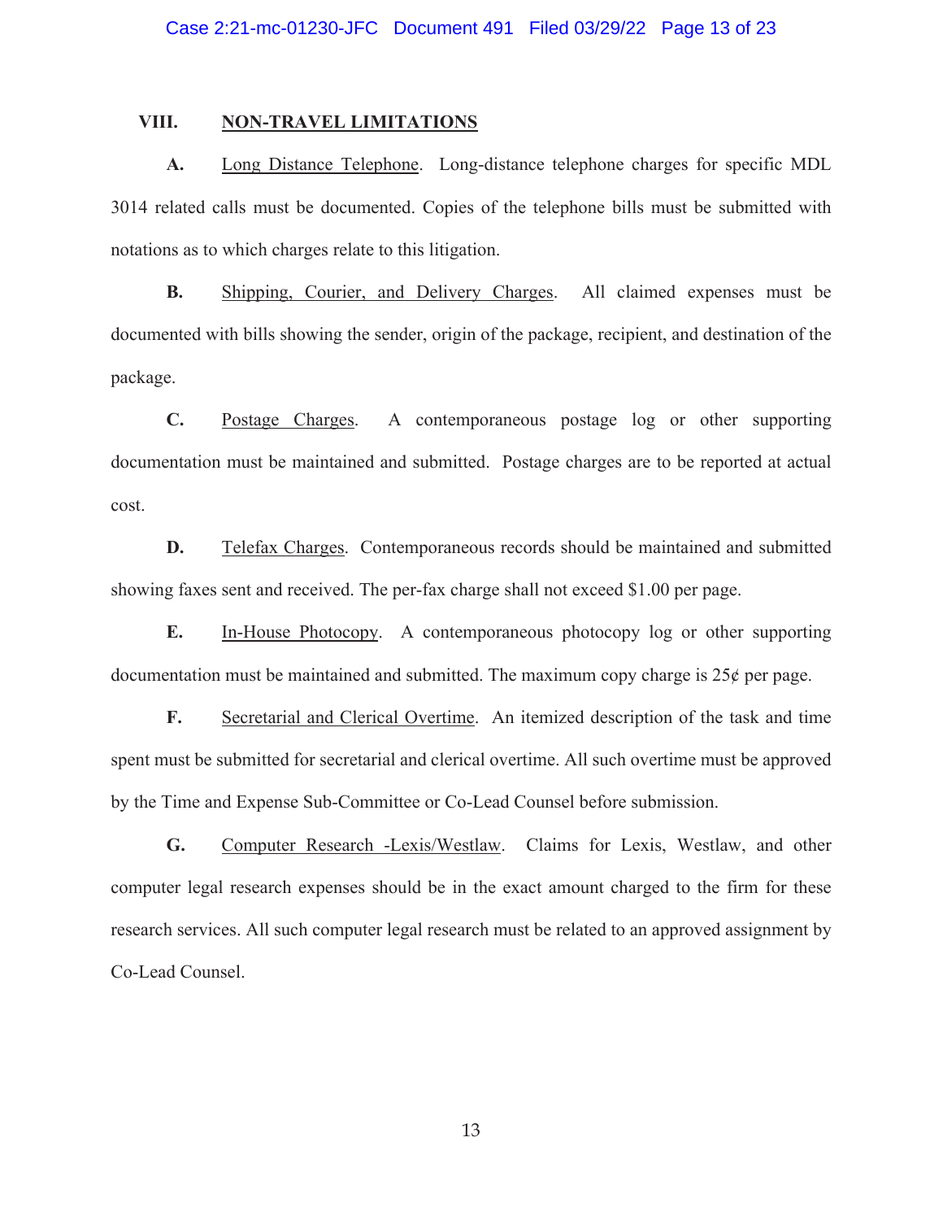## VIII. NON-TRAVEL LIMITATIONS

**A.** Long Distance Telephone. Long-distance telephone charges for specific MDL 3014 related calls must be documented. Copies of the telephone bills must be submitted with notations as to which charges relate to this litigation.

**B.** Shipping, Courier, and Delivery Charges. All claimed expenses must be documented with bills showing the sender, origin of the package, recipient, and destination of the package.

**C.** Postage Charges. A contemporaneous postage log or other supporting documentation must be maintained and submitted. Postage charges are to be reported at actual cost.

**D.** Telefax Charges. Contemporaneous records should be maintained and submitted showing faxes sent and received. The per-fax charge shall not exceed $1.00 per page.

**E.** In-House Photocopy. A contemporaneous photocopy log or other supporting documentation must be maintained and submitted. The maximum copy charge is 25¢ per page.

**F.** Secretarial and Clerical Overtime. An itemized description of the task and time spent must be submitted for secretarial and clerical overtime. All such overtime must be approved by the Time and Expense Sub-Committee or Co-Lead Counsel before submission.

**G.** Computer Research -Lexis/Westlaw. Claims for Lexis, Westlaw, and other computer legal research expenses should be in the exact amount charged to the firm for these research services. All such computer legal research must be related to an approved assignment by Co-Lead Counsel.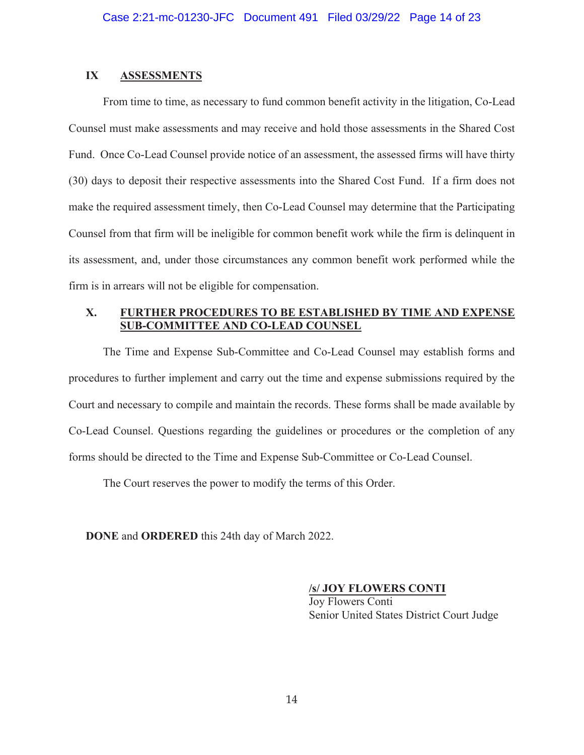## IX ASSESSMENTS

From time to time, as necessary to fund common benefit activity in the litigation, Co-Lead Counsel must make assessments and may receive and hold those assessments in the Shared Cost Fund. Once Co-Lead Counsel provide notice of an assessment, the assessed firms will have thirty (30) days to deposit their respective assessments into the Shared Cost Fund. If a firm does not make the required assessment timely, then Co-Lead Counsel may determine that the Participating Counsel from that firm will be ineligible for common benefit work while the firm is delinquent in its assessment, and, under those circumstances any common benefit work performed while the firm is in arrears will not be eligible for compensation.

## X. FURTHER PROCEDURES TO BE ESTABLISHED BY TIME AND EXPENSE SUB-COMMITTEE AND CO-LEAD COUNSEL

The Time and Expense Sub-Committee and Co-Lead Counsel may establish forms and procedures to further implement and carry out the time and expense submissions required by the Court and necessary to compile and maintain the records. These forms shall be made available by Co-Lead Counsel. Questions regarding the guidelines or procedures or the completion of any forms should be directed to the Time and Expense Sub-Committee or Co-Lead Counsel.

The Court reserves the power to modify the terms of this Order.

**DONE** and **ORDERED** this 24th day of March 2022.

**/s/ JOY FLOWERS CONTI**
Joy Flowers Conti
Senior United States District Court Judge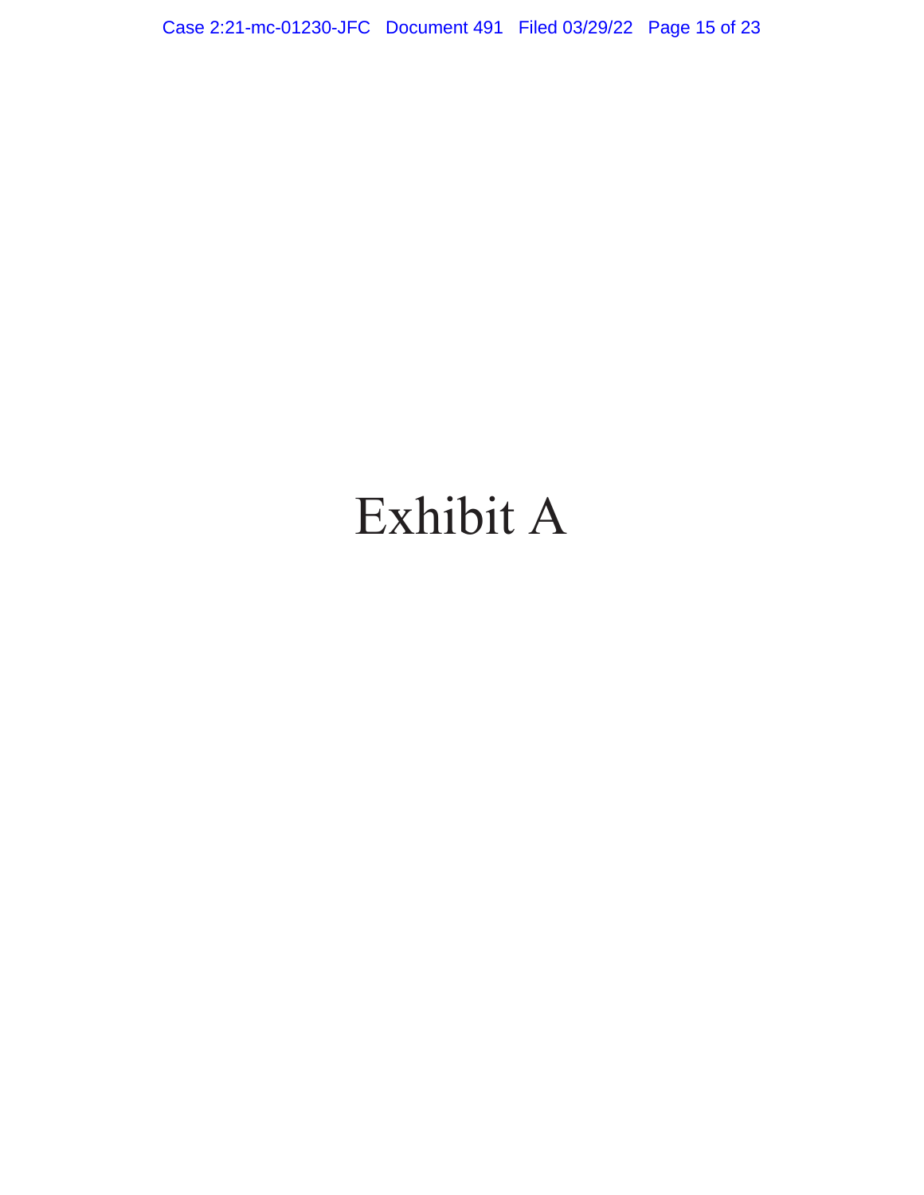# Exhibit A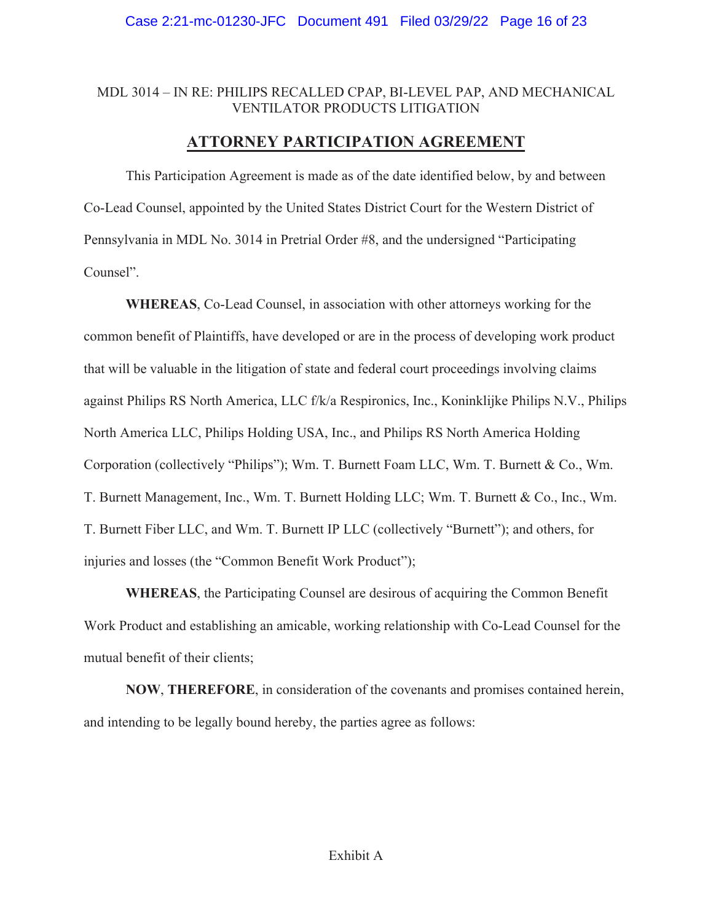MDL 3014 – IN RE: PHILIPS RECALLED CPAP, BI-LEVEL PAP, AND MECHANICAL VENTILATOR PRODUCTS LITIGATION

# ATTORNEY PARTICIPATION AGREEMENT

This Participation Agreement is made as of the date identified below, by and between Co-Lead Counsel, appointed by the United States District Court for the Western District of Pennsylvania in MDL No. 3014 in Pretrial Order #8, and the undersigned "Participating Counsel".

**WHEREAS**, Co-Lead Counsel, in association with other attorneys working for the common benefit of Plaintiffs, have developed or are in the process of developing work product that will be valuable in the litigation of state and federal court proceedings involving claims against Philips RS North America, LLC f/k/a Respironics, Inc., Koninklijke Philips N.V., Philips North America LLC, Philips Holding USA, Inc., and Philips RS North America Holding Corporation (collectively "Philips"); Wm. T. Burnett Foam LLC, Wm. T. Burnett & Co., Wm. T. Burnett Management, Inc., Wm. T. Burnett Holding LLC; Wm. T. Burnett & Co., Inc., Wm. T. Burnett Fiber LLC, and Wm. T. Burnett IP LLC (collectively "Burnett"); and others, for injuries and losses (the "Common Benefit Work Product");

**WHEREAS**, the Participating Counsel are desirous of acquiring the Common Benefit Work Product and establishing an amicable, working relationship with Co-Lead Counsel for the mutual benefit of their clients;

**NOW**, **THEREFORE**, in consideration of the covenants and promises contained herein, and intending to be legally bound hereby, the parties agree as follows:

Exhibit A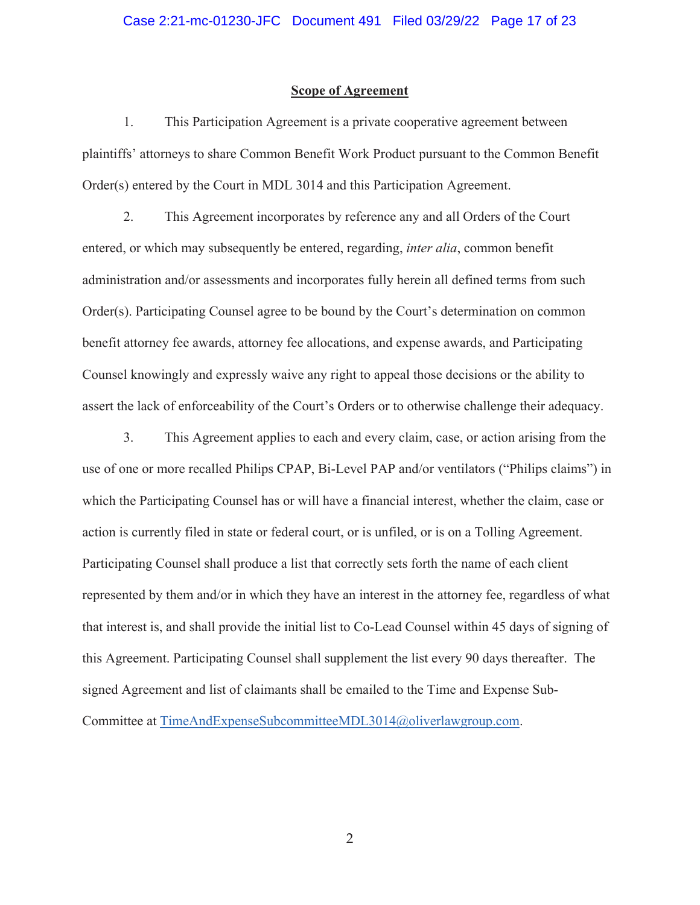**Scope of Agreement**

1. This Participation Agreement is a private cooperative agreement between plaintiffs' attorneys to share Common Benefit Work Product pursuant to the Common Benefit Order(s) entered by the Court in MDL 3014 and this Participation Agreement.

2. This Agreement incorporates by reference any and all Orders of the Court entered, or which may subsequently be entered, regarding, *inter alia*, common benefit administration and/or assessments and incorporates fully herein all defined terms from such Order(s). Participating Counsel agree to be bound by the Court's determination on common benefit attorney fee awards, attorney fee allocations, and expense awards, and Participating Counsel knowingly and expressly waive any right to appeal those decisions or the ability to assert the lack of enforceability of the Court's Orders or to otherwise challenge their adequacy.

3. This Agreement applies to each and every claim, case, or action arising from the use of one or more recalled Philips CPAP, Bi-Level PAP and/or ventilators ("Philips claims") in which the Participating Counsel has or will have a financial interest, whether the claim, case or action is currently filed in state or federal court, or is unfiled, or is on a Tolling Agreement. Participating Counsel shall produce a list that correctly sets forth the name of each client represented by them and/or in which they have an interest in the attorney fee, regardless of what that interest is, and shall provide the initial list to Co-Lead Counsel within 45 days of signing of this Agreement. Participating Counsel shall supplement the list every 90 days thereafter. The signed Agreement and list of claimants shall be emailed to the Time and Expense Sub-Committee at TimeAndExpenseSubcommitteeMDL3014@oliverlawgroup.com.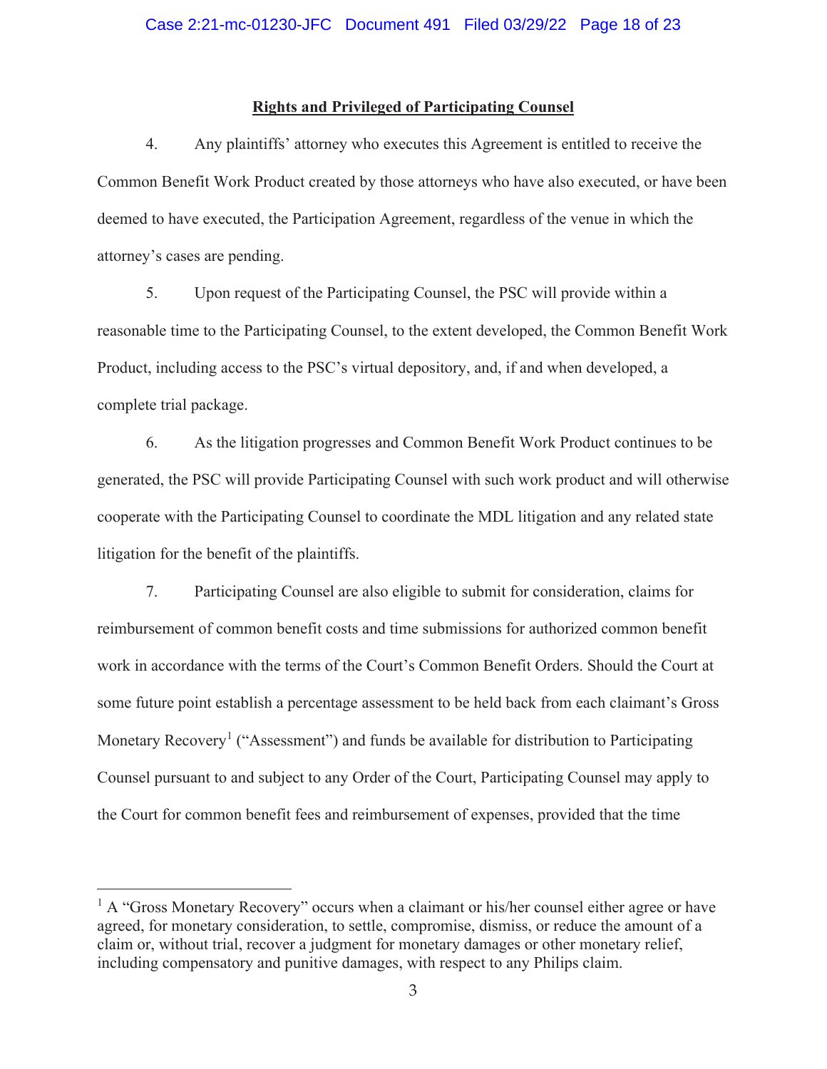**Rights and Privileged of Participating Counsel**

4. Any plaintiffs' attorney who executes this Agreement is entitled to receive the Common Benefit Work Product created by those attorneys who have also executed, or have been deemed to have executed, the Participation Agreement, regardless of the venue in which the attorney's cases are pending.

5. Upon request of the Participating Counsel, the PSC will provide within a reasonable time to the Participating Counsel, to the extent developed, the Common Benefit Work Product, including access to the PSC's virtual depository, and, if and when developed, a complete trial package.

6. As the litigation progresses and Common Benefit Work Product continues to be generated, the PSC will provide Participating Counsel with such work product and will otherwise cooperate with the Participating Counsel to coordinate the MDL litigation and any related state litigation for the benefit of the plaintiffs.

7. Participating Counsel are also eligible to submit for consideration, claims for reimbursement of common benefit costs and time submissions for authorized common benefit work in accordance with the terms of the Court's Common Benefit Orders. Should the Court at some future point establish a percentage assessment to be held back from each claimant's Gross Monetary Recovery[1] ("Assessment") and funds be available for distribution to Participating Counsel pursuant to and subject to any Order of the Court, Participating Counsel may apply to the Court for common benefit fees and reimbursement of expenses, provided that the time

---

[1] A "Gross Monetary Recovery" occurs when a claimant or his/her counsel either agree or have agreed, for monetary consideration, to settle, compromise, dismiss, or reduce the amount of a claim or, without trial, recover a judgment for monetary damages or other monetary relief, including compensatory and punitive damages, with respect to any Philips claim.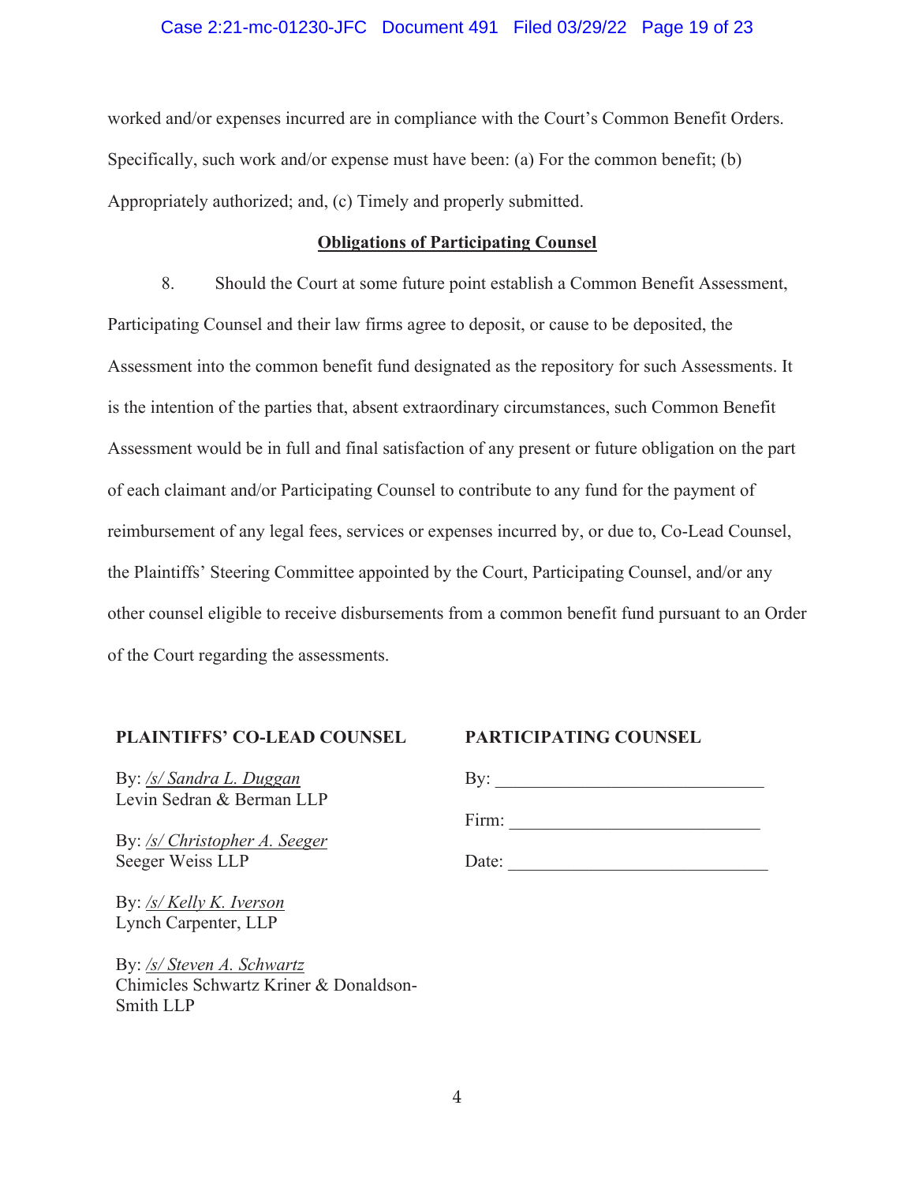worked and/or expenses incurred are in compliance with the Court's Common Benefit Orders. Specifically, such work and/or expense must have been: (a) For the common benefit; (b) Appropriately authorized; and, (c) Timely and properly submitted.

**Obligations of Participating Counsel**

8. Should the Court at some future point establish a Common Benefit Assessment, Participating Counsel and their law firms agree to deposit, or cause to be deposited, the Assessment into the common benefit fund designated as the repository for such Assessments. It is the intention of the parties that, absent extraordinary circumstances, such Common Benefit Assessment would be in full and final satisfaction of any present or future obligation on the part of each claimant and/or Participating Counsel to contribute to any fund for the payment of reimbursement of any legal fees, services or expenses incurred by, or due to, Co-Lead Counsel, the Plaintiffs' Steering Committee appointed by the Court, Participating Counsel, and/or any other counsel eligible to receive disbursements from a common benefit fund pursuant to an Order of the Court regarding the assessments.

**PLAINTIFFS' CO-LEAD COUNSEL**

By: */s/ Sandra L. Duggan*
Levin Sedran & Berman LLP

By: */s/ Christopher A. Seeger*
Seeger Weiss LLP

By: */s/ Kelly K. Iverson*
Lynch Carpenter, LLP

By: */s/ Steven A. Schwartz*
Chimicles Schwartz Kriner & Donaldson-Smith LLP

**PARTICIPATING COUNSEL**

By: ______________________________

Firm: ____________________________

Date: ____________________________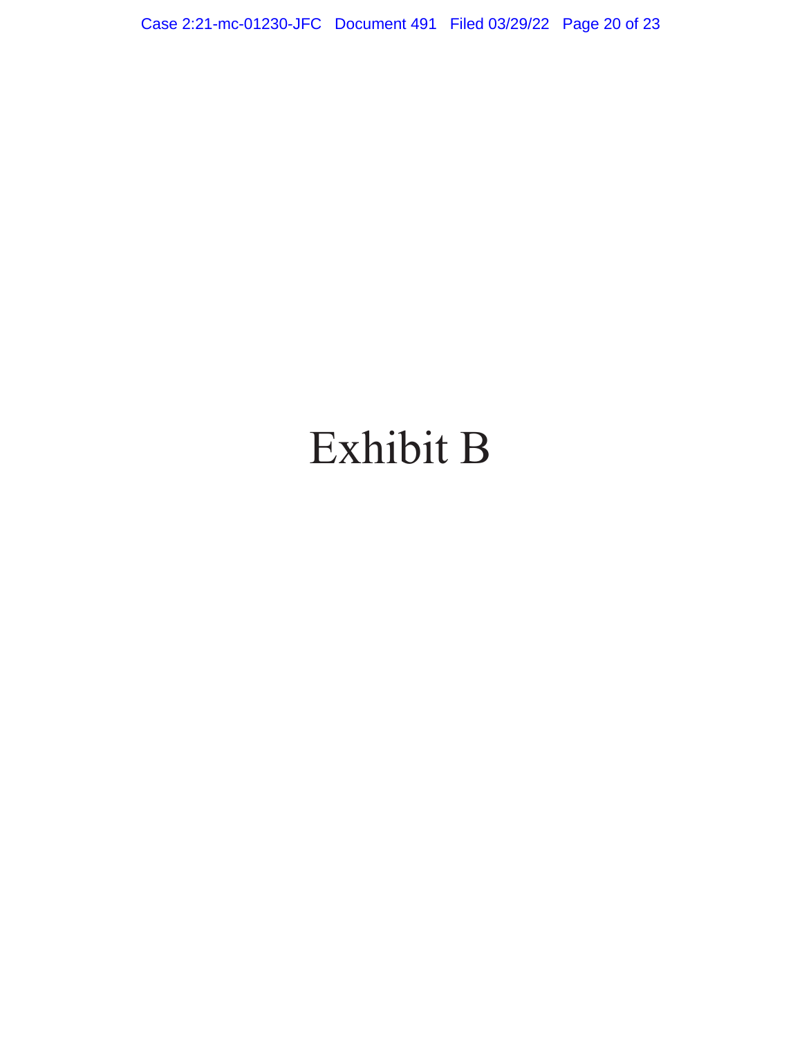# Exhibit B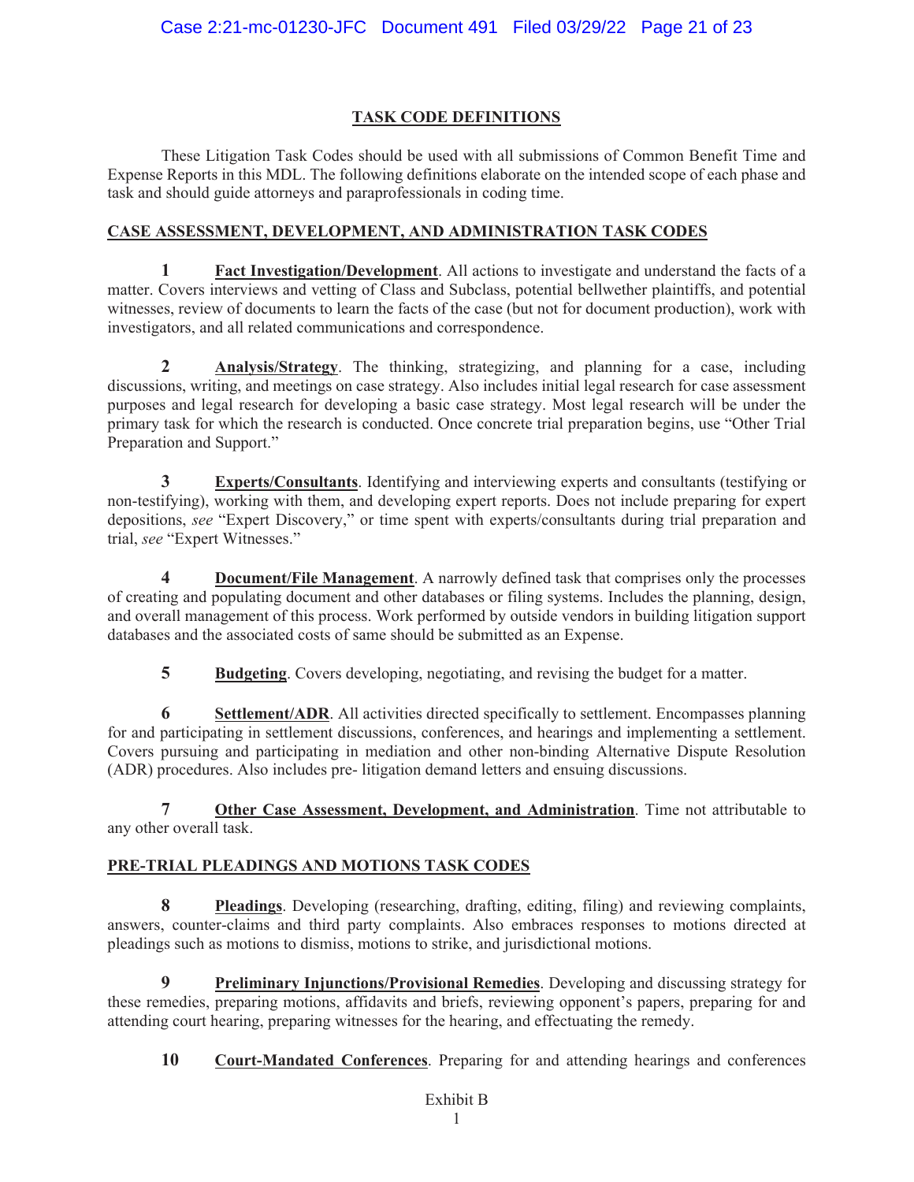## TASK CODE DEFINITIONS

These Litigation Task Codes should be used with all submissions of Common Benefit Time and Expense Reports in this MDL. The following definitions elaborate on the intended scope of each phase and task and should guide attorneys and paraprofessionals in coding time.

### CASE ASSESSMENT, DEVELOPMENT, AND ADMINISTRATION TASK CODES

**1** **Fact Investigation/Development**. All actions to investigate and understand the facts of a matter. Covers interviews and vetting of Class and Subclass, potential bellwether plaintiffs, and potential witnesses, review of documents to learn the facts of the case (but not for document production), work with investigators, and all related communications and correspondence.

**2** **Analysis/Strategy**. The thinking, strategizing, and planning for a case, including discussions, writing, and meetings on case strategy. Also includes initial legal research for case assessment purposes and legal research for developing a basic case strategy. Most legal research will be under the primary task for which the research is conducted. Once concrete trial preparation begins, use "Other Trial Preparation and Support."

**3** **Experts/Consultants**. Identifying and interviewing experts and consultants (testifying or non-testifying), working with them, and developing expert reports. Does not include preparing for expert depositions, *see* "Expert Discovery," or time spent with experts/consultants during trial preparation and trial, *see* "Expert Witnesses."

**4** **Document/File Management**. A narrowly defined task that comprises only the processes of creating and populating document and other databases or filing systems. Includes the planning, design, and overall management of this process. Work performed by outside vendors in building litigation support databases and the associated costs of same should be submitted as an Expense.

**5** **Budgeting**. Covers developing, negotiating, and revising the budget for a matter.

**6** **Settlement/ADR**. All activities directed specifically to settlement. Encompasses planning for and participating in settlement discussions, conferences, and hearings and implementing a settlement. Covers pursuing and participating in mediation and other non-binding Alternative Dispute Resolution (ADR) procedures. Also includes pre- litigation demand letters and ensuing discussions.

**7** **Other Case Assessment, Development, and Administration**. Time not attributable to any other overall task.

### PRE-TRIAL PLEADINGS AND MOTIONS TASK CODES

**8** **Pleadings**. Developing (researching, drafting, editing, filing) and reviewing complaints, answers, counter-claims and third party complaints. Also embraces responses to motions directed at pleadings such as motions to dismiss, motions to strike, and jurisdictional motions.

**9** **Preliminary Injunctions/Provisional Remedies**. Developing and discussing strategy for these remedies, preparing motions, affidavits and briefs, reviewing opponent's papers, preparing for and attending court hearing, preparing witnesses for the hearing, and effectuating the remedy.

**10** **Court-Mandated Conferences**. Preparing for and attending hearings and conferences

Exhibit B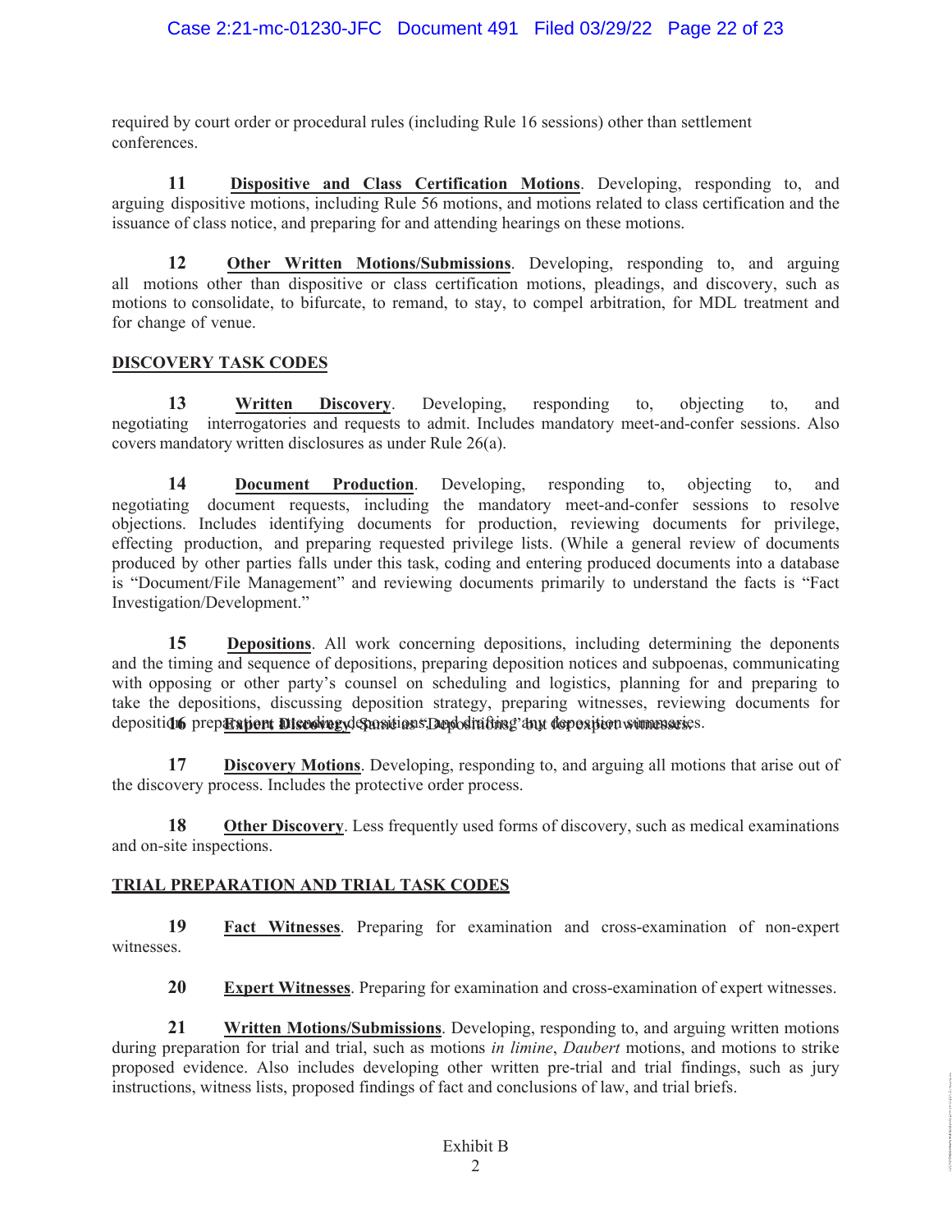required by court order or procedural rules (including Rule 16 sessions) other than settlement conferences.

**11** **Dispositive and Class Certification Motions**. Developing, responding to, and arguing dispositive motions, including Rule 56 motions, and motions related to class certification and the issuance of class notice, and preparing for and attending hearings on these motions.

**12** **Other Written Motions/Submissions**. Developing, responding to, and arguing all motions other than dispositive or class certification motions, pleadings, and discovery, such as motions to consolidate, to bifurcate, to remand, to stay, to compel arbitration, for MDL treatment and for change of venue.

## DISCOVERY TASK CODES

**13** **Written Discovery**. Developing, responding to, objecting to, and negotiating interrogatories and requests to admit. Includes mandatory meet-and-confer sessions. Also covers mandatory written disclosures as under Rule 26(a).

**14** **Document Production**. Developing, responding to, objecting to, and negotiating document requests, including the mandatory meet-and-confer sessions to resolve objections. Includes identifying documents for production, reviewing documents for privilege, effecting production, and preparing requested privilege lists. (While a general review of documents produced by other parties falls under this task, coding and entering produced documents into a database is "Document/File Management" and reviewing documents primarily to understand the facts is "Fact Investigation/Development."

**15** **Depositions**. All work concerning depositions, including determining the deponents and the timing and sequence of depositions, preparing deposition notices and subpoenas, communicating with opposing or other party's counsel on scheduling and logistics, planning for and preparing to take the depositions, discussing deposition strategy, preparing witnesses, reviewing documents for deposition preparation, attending depositions, and drafting any deposition summaries.

**16** **Expert Discovery**. Same as "Depositions" but for expert witnesses.

**17** **Discovery Motions**. Developing, responding to, and arguing all motions that arise out of the discovery process. Includes the protective order process.

**18** **Other Discovery**. Less frequently used forms of discovery, such as medical examinations and on-site inspections.

## TRIAL PREPARATION AND TRIAL TASK CODES

**19** **Fact Witnesses**. Preparing for examination and cross-examination of non-expert witnesses.

**20** **Expert Witnesses**. Preparing for examination and cross-examination of expert witnesses.

**21** **Written Motions/Submissions**. Developing, responding to, and arguing written motions during preparation for trial and trial, such as motions *in limine*, *Daubert* motions, and motions to strike proposed evidence. Also includes developing other written pre-trial and trial findings, such as jury instructions, witness lists, proposed findings of fact and conclusions of law, and trial briefs.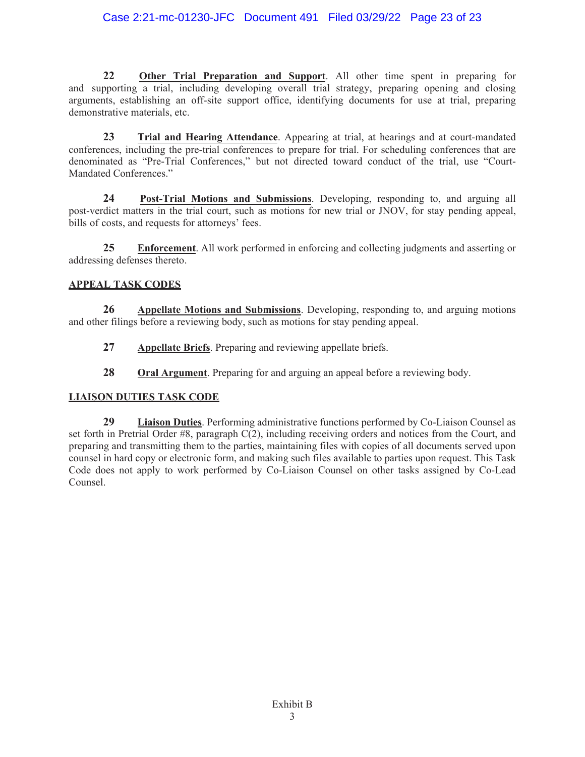**22** **Other Trial Preparation and Support**. All other time spent in preparing for and supporting a trial, including developing overall trial strategy, preparing opening and closing arguments, establishing an off-site support office, identifying documents for use at trial, preparing demonstrative materials, etc.

**23** **Trial and Hearing Attendance**. Appearing at trial, at hearings and at court-mandated conferences, including the pre-trial conferences to prepare for trial. For scheduling conferences that are denominated as "Pre-Trial Conferences," but not directed toward conduct of the trial, use "Court-Mandated Conferences."

**24** **Post-Trial Motions and Submissions**. Developing, responding to, and arguing all post-verdict matters in the trial court, such as motions for new trial or JNOV, for stay pending appeal, bills of costs, and requests for attorneys' fees.

**25** **Enforcement**. All work performed in enforcing and collecting judgments and asserting or addressing defenses thereto.

**APPEAL TASK CODES**

**26** **Appellate Motions and Submissions**. Developing, responding to, and arguing motions and other filings before a reviewing body, such as motions for stay pending appeal.

**27** **Appellate Briefs**. Preparing and reviewing appellate briefs.

**28** **Oral Argument**. Preparing for and arguing an appeal before a reviewing body.

**LIAISON DUTIES TASK CODE**

**29** **Liaison Duties**. Performing administrative functions performed by Co-Liaison Counsel as set forth in Pretrial Order #8, paragraph C(2), including receiving orders and notices from the Court, and preparing and transmitting them to the parties, maintaining files with copies of all documents served upon counsel in hard copy or electronic form, and making such files available to parties upon request. This Task Code does not apply to work performed by Co-Liaison Counsel on other tasks assigned by Co-Lead Counsel.

Exhibit B